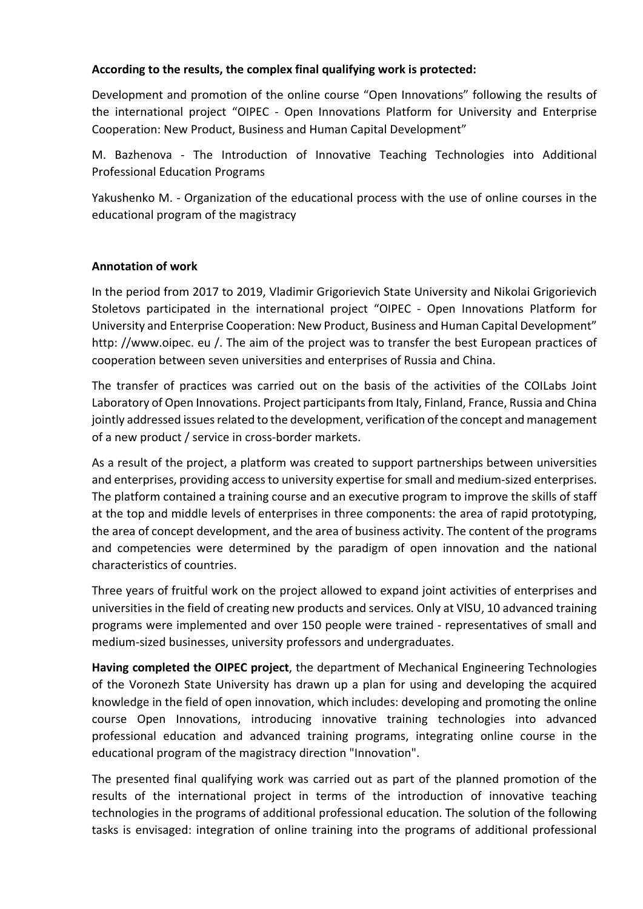**According to the results, the complex final qualifying work is protected:**

Development and promotion of the online course “Open Innovations” following the results of the international project “OIPEC - Open Innovations Platform for University and Enterprise Cooperation: New Product, Business and Human Capital Development”

M. Bazhenova - The Introduction of Innovative Teaching Technologies into Additional Professional Education Programs

Yakushenko M. - Organization of the educational process with the use of online courses in the educational program of the magistracy

**Annotation of work**

In the period from 2017 to 2019, Vladimir Grigorievich State University and Nikolai Grigorievich Stoletovs participated in the international project “OIPEC - Open Innovations Platform for University and Enterprise Cooperation: New Product, Business and Human Capital Development” http: //www.oipec. eu /. The aim of the project was to transfer the best European practices of cooperation between seven universities and enterprises of Russia and China.

The transfer of practices was carried out on the basis of the activities of the COILabs Joint Laboratory of Open Innovations. Project participants from Italy, Finland, France, Russia and China jointly addressed issues related to the development, verification of the concept and management of a new product / service in cross-border markets.

As a result of the project, a platform was created to support partnerships between universities and enterprises, providing access to university expertise for small and medium-sized enterprises. The platform contained a training course and an executive program to improve the skills of staff at the top and middle levels of enterprises in three components: the area of rapid prototyping, the area of concept development, and the area of business activity. The content of the programs and competencies were determined by the paradigm of open innovation and the national characteristics of countries.

Three years of fruitful work on the project allowed to expand joint activities of enterprises and universities in the field of creating new products and services. Only at VlSU, 10 advanced training programs were implemented and over 150 people were trained - representatives of small and medium-sized businesses, university professors and undergraduates.

**Having completed the OIPEC project**, the department of Mechanical Engineering Technologies of the Voronezh State University has drawn up a plan for using and developing the acquired knowledge in the field of open innovation, which includes: developing and promoting the online course Open Innovations, introducing innovative training technologies into advanced professional education and advanced training programs, integrating online course in the educational program of the magistracy direction "Innovation".

The presented final qualifying work was carried out as part of the planned promotion of the results of the international project in terms of the introduction of innovative teaching technologies in the programs of additional professional education. The solution of the following tasks is envisaged: integration of online training into the programs of additional professional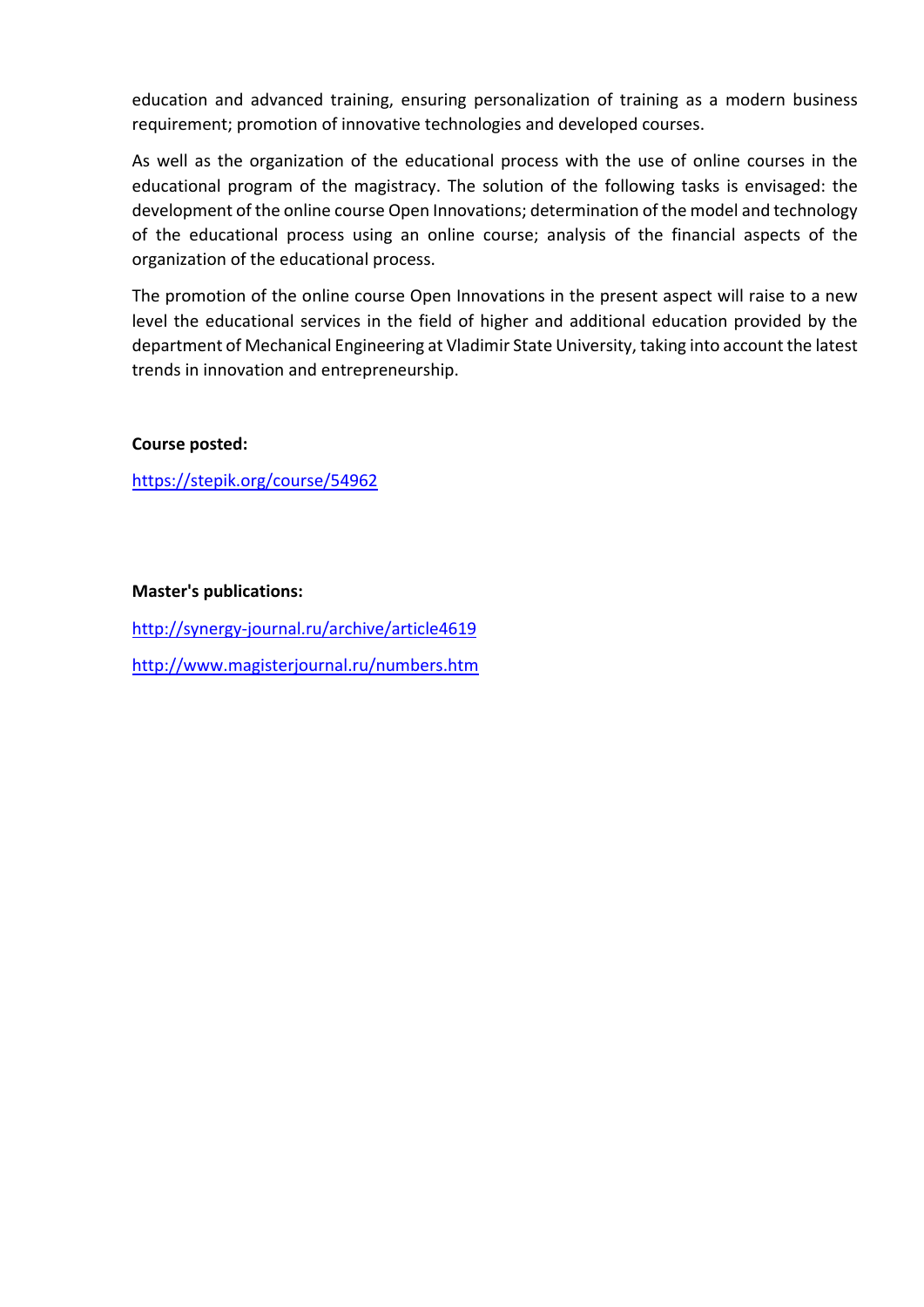education and advanced training, ensuring personalization of training as a modern business requirement; promotion of innovative technologies and developed courses.

As well as the organization of the educational process with the use of online courses in the educational program of the magistracy. The solution of the following tasks is envisaged: the development of the online course Open Innovations; determination of the model and technology of the educational process using an online course; analysis of the financial aspects of the organization of the educational process.

The promotion of the online course Open Innovations in the present aspect will raise to a new level the educational services in the field of higher and additional education provided by the department of Mechanical Engineering at Vladimir State University, taking into account the latest trends in innovation and entrepreneurship.

**Course posted:**

https://stepik.org/course/54962

**Master's publications:**

http://synergy-journal.ru/archive/article4619

http://www.magisterjournal.ru/numbers.htm